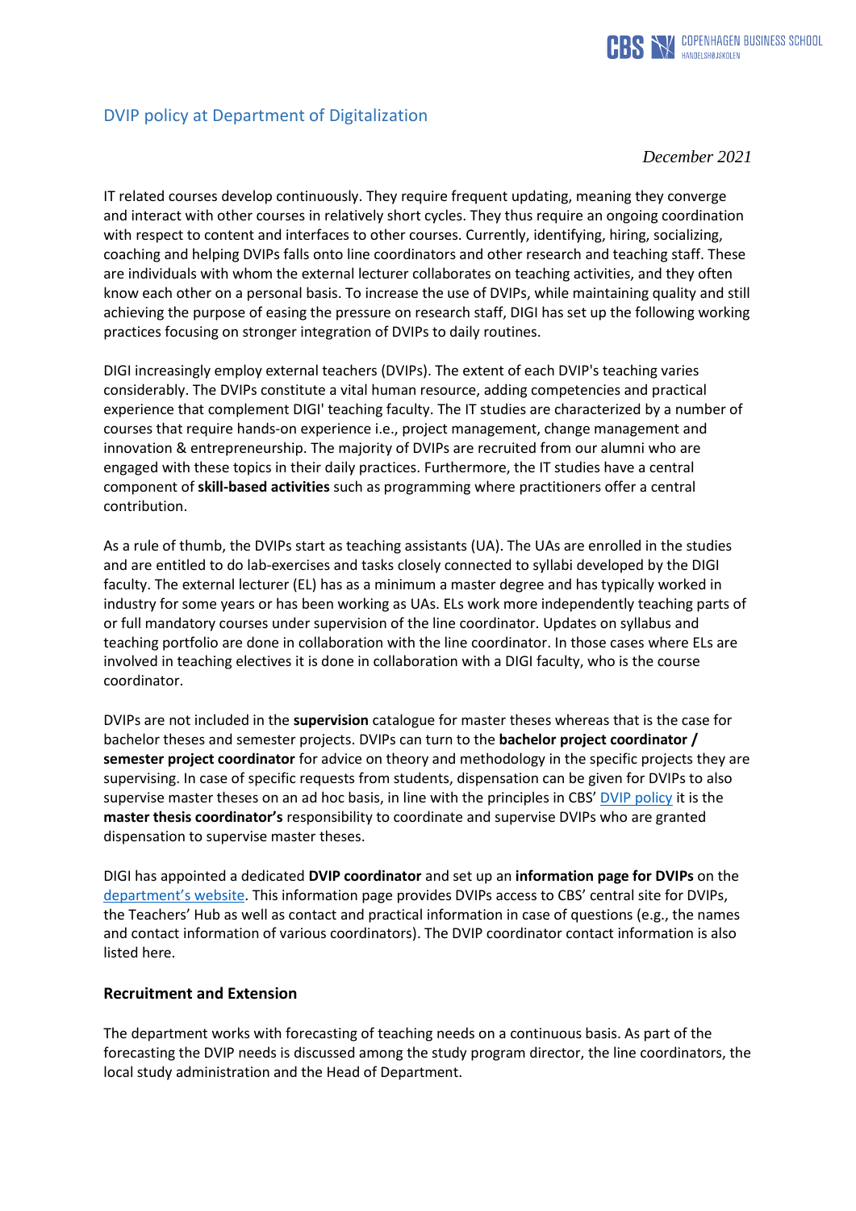# DVIP policy at Department of Digitalization

*December 2021*

IT related courses develop continuously. They require frequent updating, meaning they converge and interact with other courses in relatively short cycles. They thus require an ongoing coordination with respect to content and interfaces to other courses. Currently, identifying, hiring, socializing, coaching and helping DVIPs falls onto line coordinators and other research and teaching staff. These are individuals with whom the external lecturer collaborates on teaching activities, and they often know each other on a personal basis. To increase the use of DVIPs, while maintaining quality and still achieving the purpose of easing the pressure on research staff, DIGI has set up the following working practices focusing on stronger integration of DVIPs to daily routines.

DIGI increasingly employ external teachers (DVIPs). The extent of each DVIP's teaching varies considerably. The DVIPs constitute a vital human resource, adding competencies and practical experience that complement DIGI' teaching faculty. The IT studies are characterized by a number of courses that require hands-on experience i.e., project management, change management and innovation & entrepreneurship. The majority of DVIPs are recruited from our alumni who are engaged with these topics in their daily practices. Furthermore, the IT studies have a central component of **skill-based activities** such as programming where practitioners offer a central contribution.

As a rule of thumb, the DVIPs start as teaching assistants (UA). The UAs are enrolled in the studies and are entitled to do lab-exercises and tasks closely connected to syllabi developed by the DIGI faculty. The external lecturer (EL) has as a minimum a master degree and has typically worked in industry for some years or has been working as UAs. ELs work more independently teaching parts of or full mandatory courses under supervision of the line coordinator. Updates on syllabus and teaching portfolio are done in collaboration with the line coordinator. In those cases where ELs are involved in teaching electives it is done in collaboration with a DIGI faculty, who is the course coordinator.

DVIPs are not included in the **supervision** catalogue for master theses whereas that is the case for bachelor theses and semester projects. DVIPs can turn to the **bachelor project coordinator / semester project coordinator** for advice on theory and methodology in the specific projects they are supervising. In case of specific requests from students, dispensation can be given for DVIPs to also supervise master theses on an ad hoc basis, in line with the principles in CBS' [DVIP policy]() it is the **master thesis coordinator's** responsibility to coordinate and supervise DVIPs who are granted dispensation to supervise master theses.

DIGI has appointed a dedicated **DVIP coordinator** and set up an **information page for DVIPs** on the [department's website](). This information page provides DVIPs access to CBS' central site for DVIPs, the Teachers' Hub as well as contact and practical information in case of questions (e.g., the names and contact information of various coordinators). The DVIP coordinator contact information is also listed here.

### Recruitment and Extension

The department works with forecasting of teaching needs on a continuous basis. As part of the forecasting the DVIP needs is discussed among the study program director, the line coordinators, the local study administration and the Head of Department.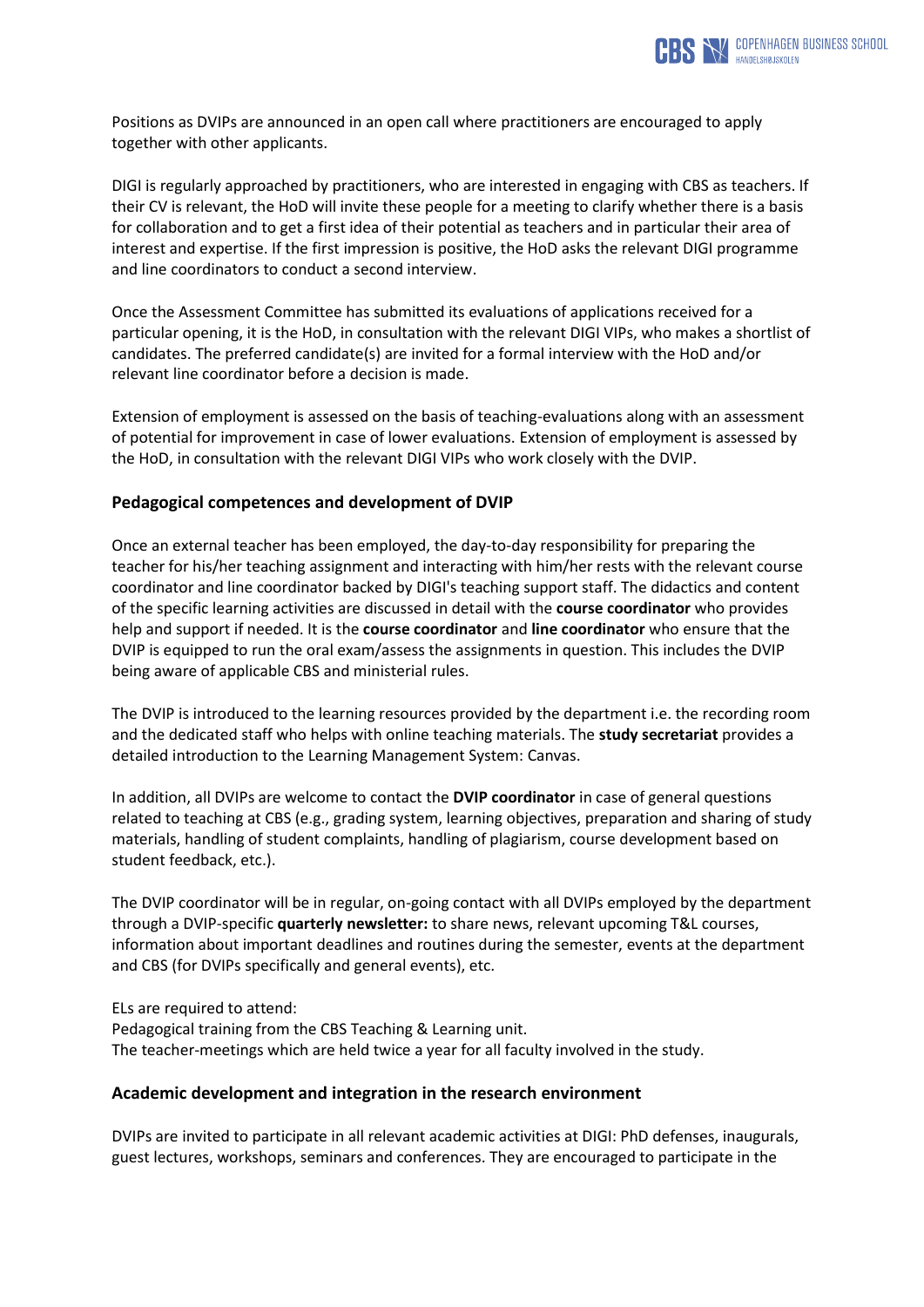Positions as DVIPs are announced in an open call where practitioners are encouraged to apply together with other applicants.

DIGI is regularly approached by practitioners, who are interested in engaging with CBS as teachers. If their CV is relevant, the HoD will invite these people for a meeting to clarify whether there is a basis for collaboration and to get a first idea of their potential as teachers and in particular their area of interest and expertise. If the first impression is positive, the HoD asks the relevant DIGI programme and line coordinators to conduct a second interview.

Once the Assessment Committee has submitted its evaluations of applications received for a particular opening, it is the HoD, in consultation with the relevant DIGI VIPs, who makes a shortlist of candidates. The preferred candidate(s) are invited for a formal interview with the HoD and/or relevant line coordinator before a decision is made.

Extension of employment is assessed on the basis of teaching-evaluations along with an assessment of potential for improvement in case of lower evaluations. Extension of employment is assessed by the HoD, in consultation with the relevant DIGI VIPs who work closely with the DVIP.

## Pedagogical competences and development of DVIP

Once an external teacher has been employed, the day-to-day responsibility for preparing the teacher for his/her teaching assignment and interacting with him/her rests with the relevant course coordinator and line coordinator backed by DIGI's teaching support staff. The didactics and content of the specific learning activities are discussed in detail with the **course coordinator** who provides help and support if needed. It is the **course coordinator** and **line coordinator** who ensure that the DVIP is equipped to run the oral exam/assess the assignments in question. This includes the DVIP being aware of applicable CBS and ministerial rules.

The DVIP is introduced to the learning resources provided by the department i.e. the recording room and the dedicated staff who helps with online teaching materials. The **study secretariat** provides a detailed introduction to the Learning Management System: Canvas.

In addition, all DVIPs are welcome to contact the **DVIP coordinator** in case of general questions related to teaching at CBS (e.g., grading system, learning objectives, preparation and sharing of study materials, handling of student complaints, handling of plagiarism, course development based on student feedback, etc.).

The DVIP coordinator will be in regular, on-going contact with all DVIPs employed by the department through a DVIP-specific **quarterly newsletter:** to share news, relevant upcoming T&L courses, information about important deadlines and routines during the semester, events at the department and CBS (for DVIPs specifically and general events), etc.

ELs are required to attend:
Pedagogical training from the CBS Teaching & Learning unit.
The teacher-meetings which are held twice a year for all faculty involved in the study.

## Academic development and integration in the research environment

DVIPs are invited to participate in all relevant academic activities at DIGI: PhD defenses, inaugurals, guest lectures, workshops, seminars and conferences. They are encouraged to participate in the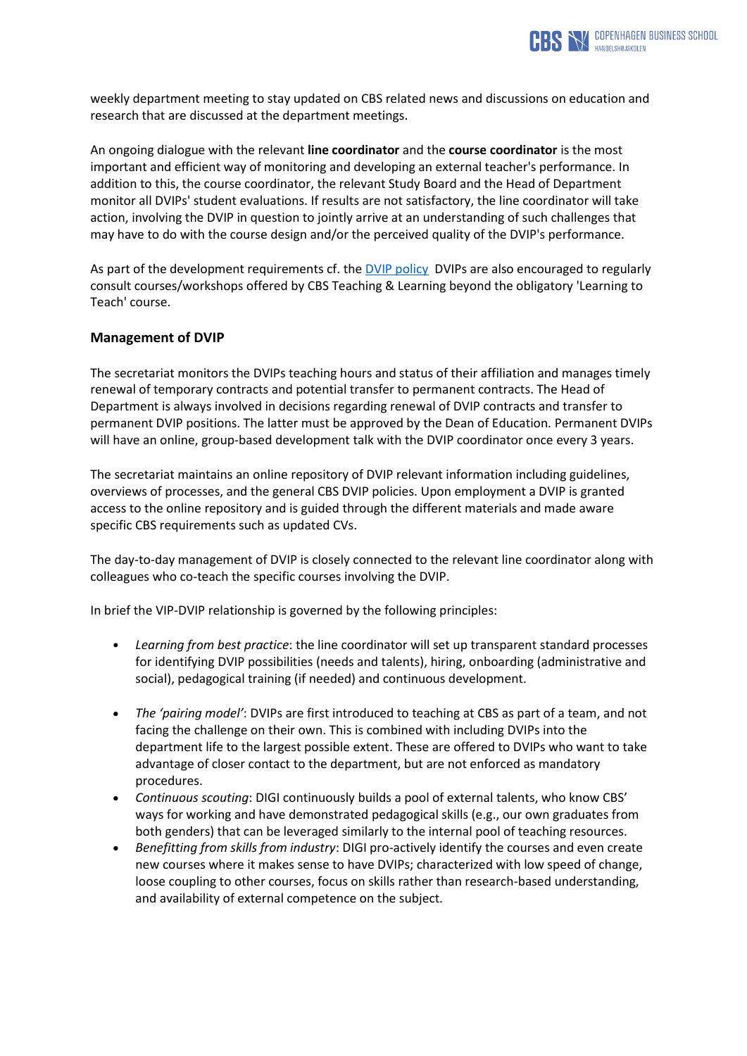weekly department meeting to stay updated on CBS related news and discussions on education and research that are discussed at the department meetings.

An ongoing dialogue with the relevant **line coordinator** and the **course coordinator** is the most important and efficient way of monitoring and developing an external teacher's performance. In addition to this, the course coordinator, the relevant Study Board and the Head of Department monitor all DVIPs' student evaluations. If results are not satisfactory, the line coordinator will take action, involving the DVIP in question to jointly arrive at an understanding of such challenges that may have to do with the course design and/or the perceived quality of the DVIP's performance.

As part of the development requirements cf. the DVIP policy DVIPs are also encouraged to regularly consult courses/workshops offered by CBS Teaching & Learning beyond the obligatory 'Learning to Teach' course.

### Management of DVIP

The secretariat monitors the DVIPs teaching hours and status of their affiliation and manages timely renewal of temporary contracts and potential transfer to permanent contracts. The Head of Department is always involved in decisions regarding renewal of DVIP contracts and transfer to permanent DVIP positions. The latter must be approved by the Dean of Education. Permanent DVIPs will have an online, group-based development talk with the DVIP coordinator once every 3 years.

The secretariat maintains an online repository of DVIP relevant information including guidelines, overviews of processes, and the general CBS DVIP policies. Upon employment a DVIP is granted access to the online repository and is guided through the different materials and made aware specific CBS requirements such as updated CVs.

The day-to-day management of DVIP is closely connected to the relevant line coordinator along with colleagues who co-teach the specific courses involving the DVIP.

In brief the VIP-DVIP relationship is governed by the following principles:

- *Learning from best practice*: the line coordinator will set up transparent standard processes for identifying DVIP possibilities (needs and talents), hiring, onboarding (administrative and social), pedagogical training (if needed) and continuous development.
- *The 'pairing model'*: DVIPs are first introduced to teaching at CBS as part of a team, and not facing the challenge on their own. This is combined with including DVIPs into the department life to the largest possible extent. These are offered to DVIPs who want to take advantage of closer contact to the department, but are not enforced as mandatory procedures.
- *Continuous scouting*: DIGI continuously builds a pool of external talents, who know CBS' ways for working and have demonstrated pedagogical skills (e.g., our own graduates from both genders) that can be leveraged similarly to the internal pool of teaching resources.
- *Benefitting from skills from industry*: DIGI pro-actively identify the courses and even create new courses where it makes sense to have DVIPs; characterized with low speed of change, loose coupling to other courses, focus on skills rather than research-based understanding, and availability of external competence on the subject.